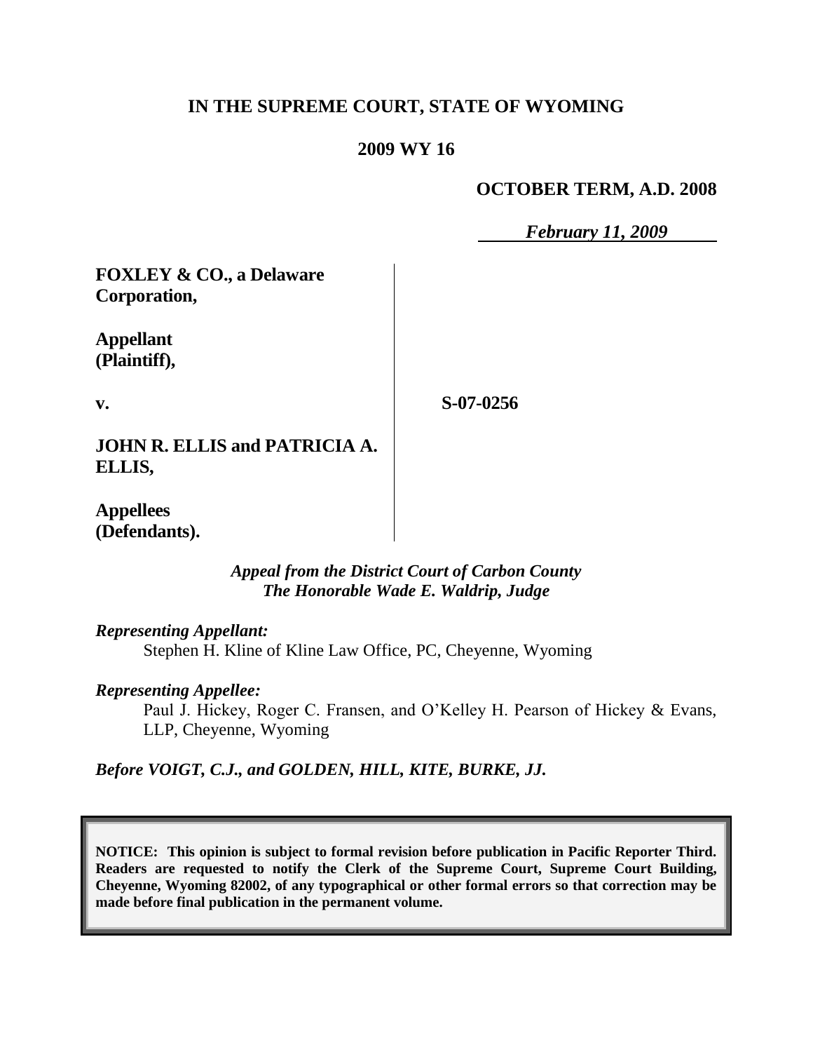# IN THE SUPREME COURT, STATE OF WYOMING

## 2009 WY 16

**OCTOBER TERM, A.D. 2008**

*February 11, 2009*

| | |
|---|---|
| **FOXLEY & CO., a Delaware Corporation,**<br><br>**Appellant (Plaintiff),**<br><br>**v.**<br><br>**JOHN R. ELLIS and PATRICIA A. ELLIS,**<br><br>**Appellees (Defendants).** | **S-07-0256** |

*Appeal from the District Court of Carbon County*
*The Honorable Wade E. Waldrip, Judge*

*Representing Appellant:*

Stephen H. Kline of Kline Law Office, PC, Cheyenne, Wyoming

*Representing Appellee:*

Paul J. Hickey, Roger C. Fransen, and O'Kelley H. Pearson of Hickey & Evans, LLP, Cheyenne, Wyoming

*Before VOIGT, C.J., and GOLDEN, HILL, KITE, BURKE, JJ.*

**NOTICE: This opinion is subject to formal revision before publication in Pacific Reporter Third. Readers are requested to notify the Clerk of the Supreme Court, Supreme Court Building, Cheyenne, Wyoming 82002, of any typographical or other formal errors so that correction may be made before final publication in the permanent volume.**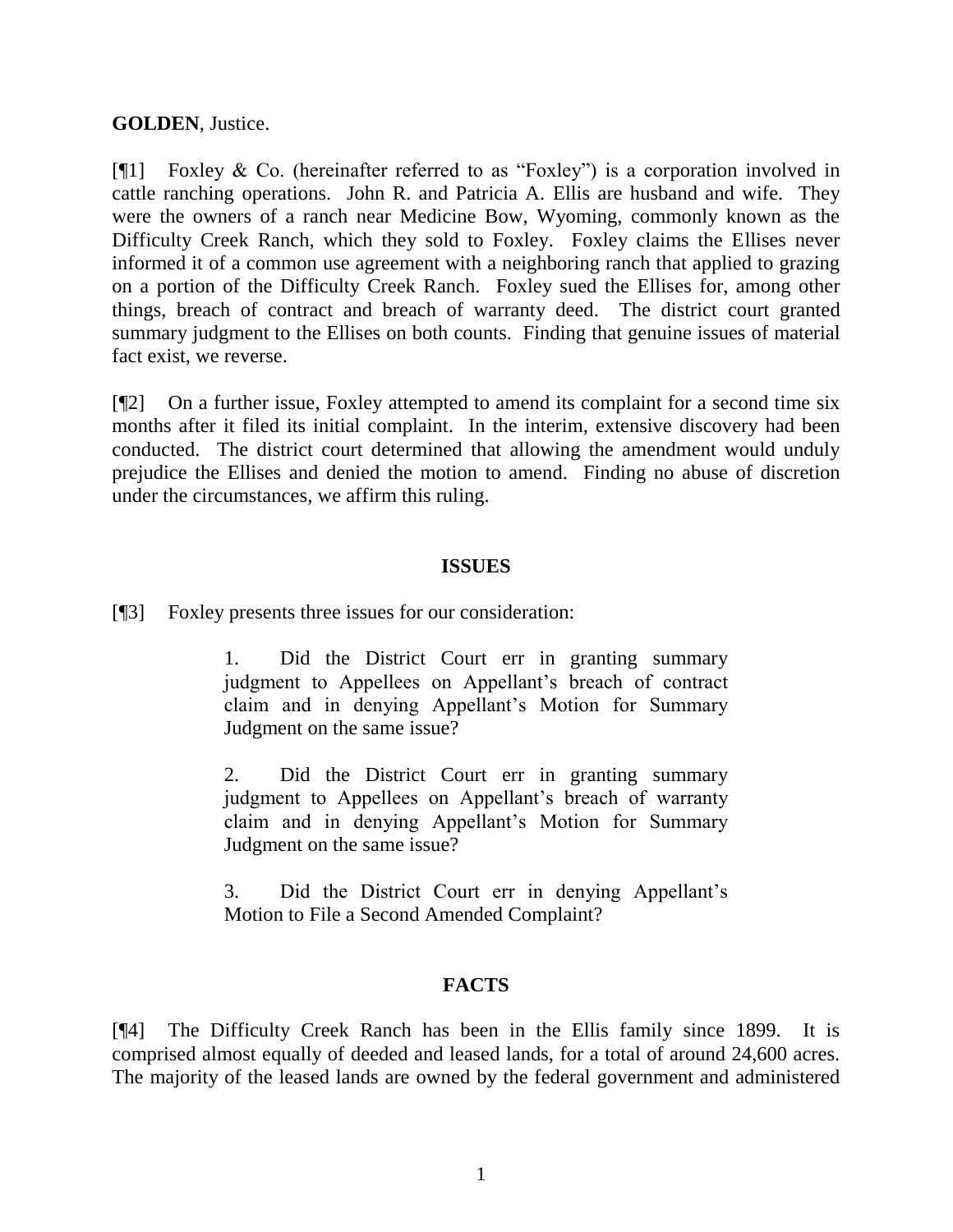**GOLDEN**, Justice.

[¶1] Foxley & Co. (hereinafter referred to as "Foxley") is a corporation involved in cattle ranching operations. John R. and Patricia A. Ellis are husband and wife. They were the owners of a ranch near Medicine Bow, Wyoming, commonly known as the Difficulty Creek Ranch, which they sold to Foxley. Foxley claims the Ellises never informed it of a common use agreement with a neighboring ranch that applied to grazing on a portion of the Difficulty Creek Ranch. Foxley sued the Ellises for, among other things, breach of contract and breach of warranty deed. The district court granted summary judgment to the Ellises on both counts. Finding that genuine issues of material fact exist, we reverse.

[¶2] On a further issue, Foxley attempted to amend its complaint for a second time six months after it filed its initial complaint. In the interim, extensive discovery had been conducted. The district court determined that allowing the amendment would unduly prejudice the Ellises and denied the motion to amend. Finding no abuse of discretion under the circumstances, we affirm this ruling.

## ISSUES

[¶3] Foxley presents three issues for our consideration:

> 1. Did the District Court err in granting summary judgment to Appellees on Appellant's breach of contract claim and in denying Appellant's Motion for Summary Judgment on the same issue?
>
> 2. Did the District Court err in granting summary judgment to Appellees on Appellant's breach of warranty claim and in denying Appellant's Motion for Summary Judgment on the same issue?
>
> 3. Did the District Court err in denying Appellant's Motion to File a Second Amended Complaint?

## FACTS

[¶4] The Difficulty Creek Ranch has been in the Ellis family since 1899. It is comprised almost equally of deeded and leased lands, for a total of around 24,600 acres. The majority of the leased lands are owned by the federal government and administered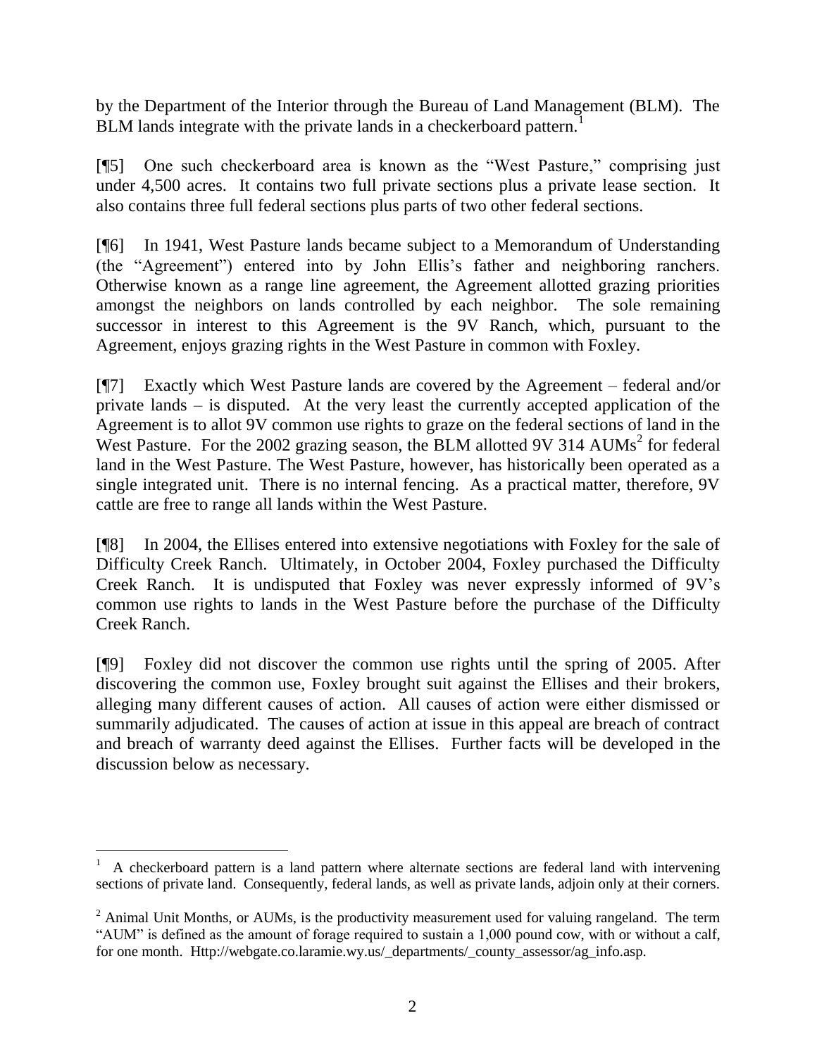by the Department of the Interior through the Bureau of Land Management (BLM). The BLM lands integrate with the private lands in a checkerboard pattern.[1]

[¶5] One such checkerboard area is known as the "West Pasture," comprising just under 4,500 acres. It contains two full private sections plus a private lease section. It also contains three full federal sections plus parts of two other federal sections.

[¶6] In 1941, West Pasture lands became subject to a Memorandum of Understanding (the "Agreement") entered into by John Ellis's father and neighboring ranchers. Otherwise known as a range line agreement, the Agreement allotted grazing priorities amongst the neighbors on lands controlled by each neighbor. The sole remaining successor in interest to this Agreement is the 9V Ranch, which, pursuant to the Agreement, enjoys grazing rights in the West Pasture in common with Foxley.

[¶7] Exactly which West Pasture lands are covered by the Agreement – federal and/or private lands – is disputed. At the very least the currently accepted application of the Agreement is to allot 9V common use rights to graze on the federal sections of land in the West Pasture. For the 2002 grazing season, the BLM allotted 9V 314 AUMs[2] for federal land in the West Pasture. The West Pasture, however, has historically been operated as a single integrated unit. There is no internal fencing. As a practical matter, therefore, 9V cattle are free to range all lands within the West Pasture.

[¶8] In 2004, the Ellises entered into extensive negotiations with Foxley for the sale of Difficulty Creek Ranch. Ultimately, in October 2004, Foxley purchased the Difficulty Creek Ranch. It is undisputed that Foxley was never expressly informed of 9V's common use rights to lands in the West Pasture before the purchase of the Difficulty Creek Ranch.

[¶9] Foxley did not discover the common use rights until the spring of 2005. After discovering the common use, Foxley brought suit against the Ellises and their brokers, alleging many different causes of action. All causes of action were either dismissed or summarily adjudicated. The causes of action at issue in this appeal are breach of contract and breach of warranty deed against the Ellises. Further facts will be developed in the discussion below as necessary.

---

[1] A checkerboard pattern is a land pattern where alternate sections are federal land with intervening sections of private land. Consequently, federal lands, as well as private lands, adjoin only at their corners.

[2] Animal Unit Months, or AUMs, is the productivity measurement used for valuing rangeland. The term "AUM" is defined as the amount of forage required to sustain a 1,000 pound cow, with or without a calf, for one month. Http://webgate.co.laramie.wy.us/_departments/_county_assessor/ag_info.asp.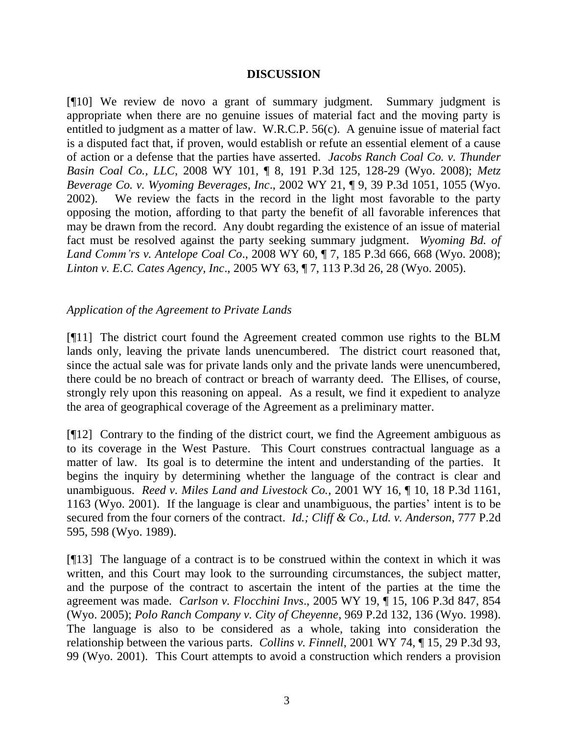## DISCUSSION

[¶10] We review de novo a grant of summary judgment. Summary judgment is appropriate when there are no genuine issues of material fact and the moving party is entitled to judgment as a matter of law. W.R.C.P. 56(c). A genuine issue of material fact is a disputed fact that, if proven, would establish or refute an essential element of a cause of action or a defense that the parties have asserted. *Jacobs Ranch Coal Co. v. Thunder Basin Coal Co., LLC*, 2008 WY 101, ¶ 8, 191 P.3d 125, 128-29 (Wyo. 2008); *Metz Beverage Co. v. Wyoming Beverages, Inc*., 2002 WY 21, ¶ 9, 39 P.3d 1051, 1055 (Wyo. 2002). We review the facts in the record in the light most favorable to the party opposing the motion, affording to that party the benefit of all favorable inferences that may be drawn from the record. Any doubt regarding the existence of an issue of material fact must be resolved against the party seeking summary judgment. *Wyoming Bd. of Land Comm'rs v. Antelope Coal Co*., 2008 WY 60, ¶ 7, 185 P.3d 666, 668 (Wyo. 2008); *Linton v. E.C. Cates Agency, Inc*., 2005 WY 63, ¶ 7, 113 P.3d 26, 28 (Wyo. 2005).

### *Application of the Agreement to Private Lands*

[¶11] The district court found the Agreement created common use rights to the BLM lands only, leaving the private lands unencumbered. The district court reasoned that, since the actual sale was for private lands only and the private lands were unencumbered, there could be no breach of contract or breach of warranty deed. The Ellises, of course, strongly rely upon this reasoning on appeal. As a result, we find it expedient to analyze the area of geographical coverage of the Agreement as a preliminary matter.

[¶12] Contrary to the finding of the district court, we find the Agreement ambiguous as to its coverage in the West Pasture. This Court construes contractual language as a matter of law. Its goal is to determine the intent and understanding of the parties. It begins the inquiry by determining whether the language of the contract is clear and unambiguous. *Reed v. Miles Land and Livestock Co.*, 2001 WY 16, ¶ 10, 18 P.3d 1161, 1163 (Wyo. 2001). If the language is clear and unambiguous, the parties' intent is to be secured from the four corners of the contract. *Id.; Cliff & Co., Ltd. v. Anderson*, 777 P.2d 595, 598 (Wyo. 1989).

[¶13] The language of a contract is to be construed within the context in which it was written, and this Court may look to the surrounding circumstances, the subject matter, and the purpose of the contract to ascertain the intent of the parties at the time the agreement was made. *Carlson v. Flocchini Invs*., 2005 WY 19, ¶ 15, 106 P.3d 847, 854 (Wyo. 2005); *Polo Ranch Company v. City of Cheyenne*, 969 P.2d 132, 136 (Wyo. 1998). The language is also to be considered as a whole, taking into consideration the relationship between the various parts. *Collins v. Finnell*, 2001 WY 74, ¶ 15, 29 P.3d 93, 99 (Wyo. 2001). This Court attempts to avoid a construction which renders a provision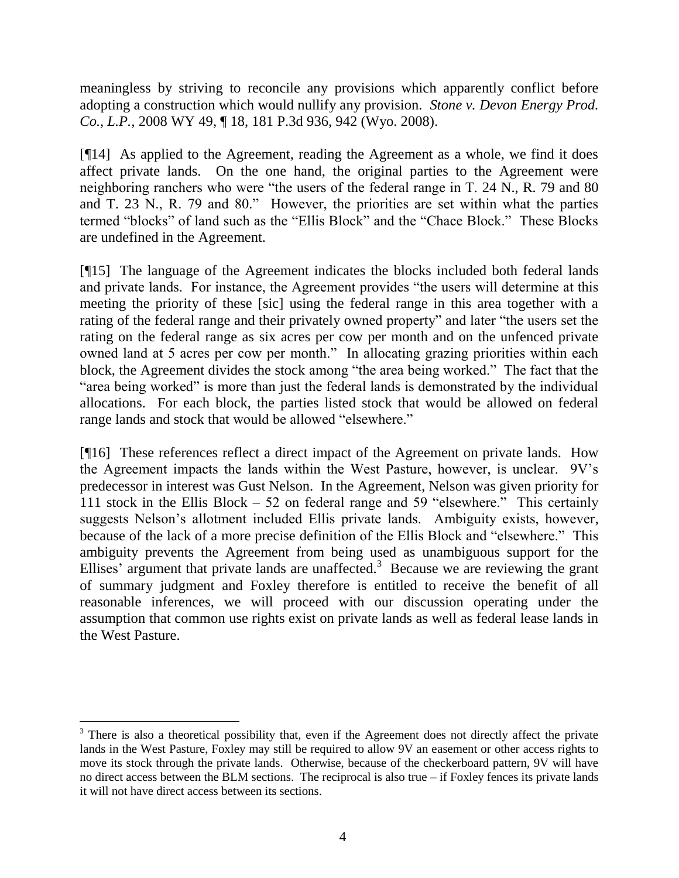meaningless by striving to reconcile any provisions which apparently conflict before adopting a construction which would nullify any provision. *Stone v. Devon Energy Prod. Co., L.P.*, 2008 WY 49, ¶ 18, 181 P.3d 936, 942 (Wyo. 2008).

[¶14] As applied to the Agreement, reading the Agreement as a whole, we find it does affect private lands. On the one hand, the original parties to the Agreement were neighboring ranchers who were "the users of the federal range in T. 24 N., R. 79 and 80 and T. 23 N., R. 79 and 80." However, the priorities are set within what the parties termed "blocks" of land such as the "Ellis Block" and the "Chace Block." These Blocks are undefined in the Agreement.

[¶15] The language of the Agreement indicates the blocks included both federal lands and private lands. For instance, the Agreement provides "the users will determine at this meeting the priority of these [sic] using the federal range in this area together with a rating of the federal range and their privately owned property" and later "the users set the rating on the federal range as six acres per cow per month and on the unfenced private owned land at 5 acres per cow per month." In allocating grazing priorities within each block, the Agreement divides the stock among "the area being worked." The fact that the "area being worked" is more than just the federal lands is demonstrated by the individual allocations. For each block, the parties listed stock that would be allowed on federal range lands and stock that would be allowed "elsewhere."

[¶16] These references reflect a direct impact of the Agreement on private lands. How the Agreement impacts the lands within the West Pasture, however, is unclear. 9V's predecessor in interest was Gust Nelson. In the Agreement, Nelson was given priority for 111 stock in the Ellis Block – 52 on federal range and 59 "elsewhere." This certainly suggests Nelson's allotment included Ellis private lands. Ambiguity exists, however, because of the lack of a more precise definition of the Ellis Block and "elsewhere." This ambiguity prevents the Agreement from being used as unambiguous support for the Ellises' argument that private lands are unaffected.[3] Because we are reviewing the grant of summary judgment and Foxley therefore is entitled to receive the benefit of all reasonable inferences, we will proceed with our discussion operating under the assumption that common use rights exist on private lands as well as federal lease lands in the West Pasture.

---

[3] There is also a theoretical possibility that, even if the Agreement does not directly affect the private lands in the West Pasture, Foxley may still be required to allow 9V an easement or other access rights to move its stock through the private lands. Otherwise, because of the checkerboard pattern, 9V will have no direct access between the BLM sections. The reciprocal is also true – if Foxley fences its private lands it will not have direct access between its sections.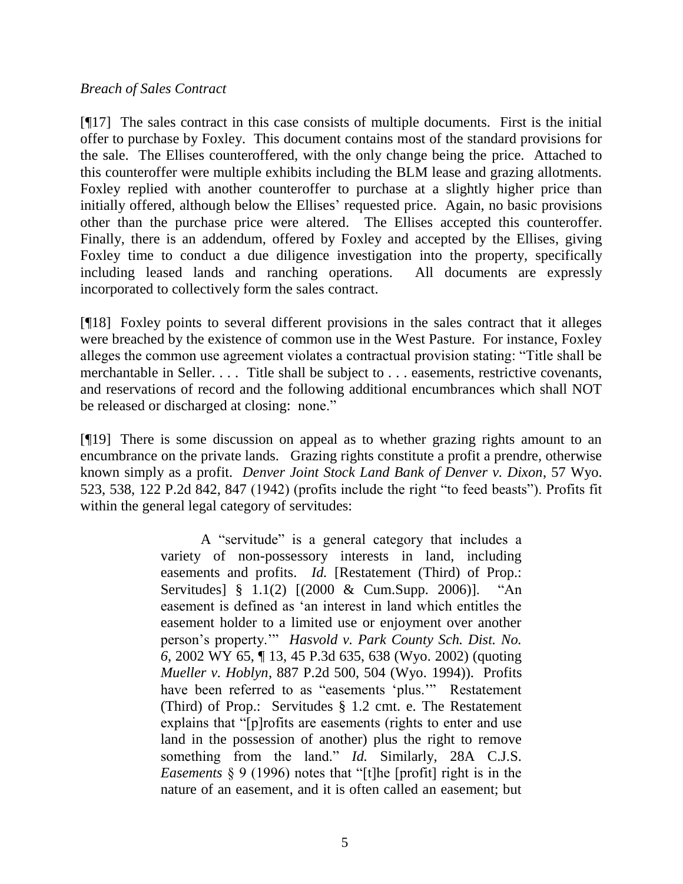*Breach of Sales Contract*

[¶17] The sales contract in this case consists of multiple documents. First is the initial offer to purchase by Foxley. This document contains most of the standard provisions for the sale. The Ellises counteroffered, with the only change being the price. Attached to this counteroffer were multiple exhibits including the BLM lease and grazing allotments. Foxley replied with another counteroffer to purchase at a slightly higher price than initially offered, although below the Ellises' requested price. Again, no basic provisions other than the purchase price were altered. The Ellises accepted this counteroffer. Finally, there is an addendum, offered by Foxley and accepted by the Ellises, giving Foxley time to conduct a due diligence investigation into the property, specifically including leased lands and ranching operations. All documents are expressly incorporated to collectively form the sales contract.

[¶18] Foxley points to several different provisions in the sales contract that it alleges were breached by the existence of common use in the West Pasture. For instance, Foxley alleges the common use agreement violates a contractual provision stating: "Title shall be merchantable in Seller. . . . Title shall be subject to . . . easements, restrictive covenants, and reservations of record and the following additional encumbrances which shall NOT be released or discharged at closing: none."

[¶19] There is some discussion on appeal as to whether grazing rights amount to an encumbrance on the private lands. Grazing rights constitute a profit a prendre, otherwise known simply as a profit. *Denver Joint Stock Land Bank of Denver v. Dixon*, 57 Wyo. 523, 538, 122 P.2d 842, 847 (1942) (profits include the right "to feed beasts"). Profits fit within the general legal category of servitudes:

> A "servitude" is a general category that includes a variety of non-possessory interests in land, including easements and profits. *Id.* [Restatement (Third) of Prop.: Servitudes] § 1.1(2) [(2000 & Cum.Supp. 2006)]. "An easement is defined as 'an interest in land which entitles the easement holder to a limited use or enjoyment over another person's property.'" *Hasvold v. Park County Sch. Dist. No. 6*, 2002 WY 65, ¶ 13, 45 P.3d 635, 638 (Wyo. 2002) (quoting *Mueller v. Hoblyn*, 887 P.2d 500, 504 (Wyo. 1994)). Profits have been referred to as "easements 'plus.'" Restatement (Third) of Prop.: Servitudes § 1.2 cmt. e. The Restatement explains that "[p]rofits are easements (rights to enter and use land in the possession of another) plus the right to remove something from the land." *Id.* Similarly, 28A C.J.S. *Easements* § 9 (1996) notes that "[t]he [profit] right is in the nature of an easement, and it is often called an easement; but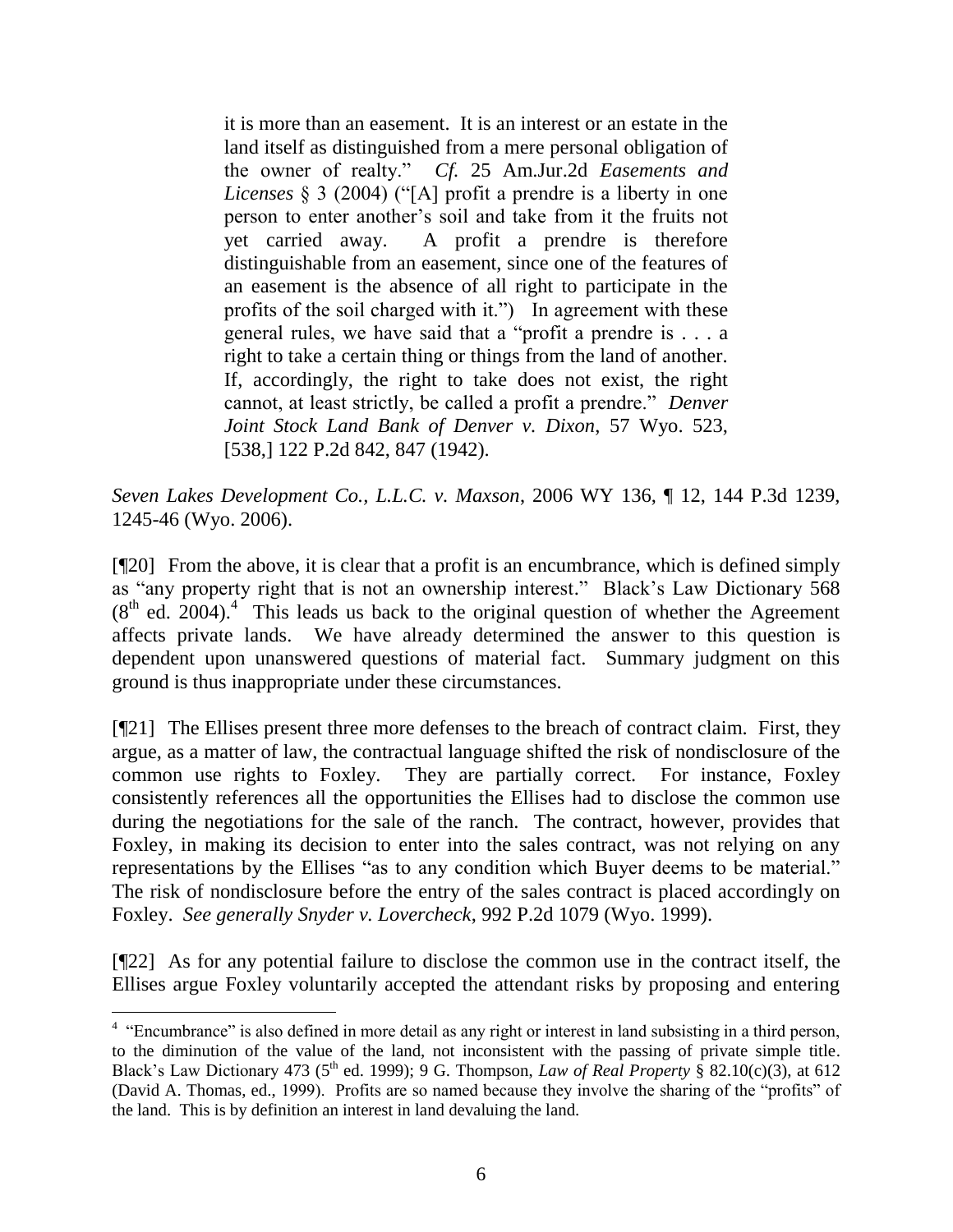> it is more than an easement. It is an interest or an estate in the land itself as distinguished from a mere personal obligation of the owner of realty." *Cf.* 25 Am.Jur.2d *Easements and Licenses* § 3 (2004) ("[A] profit a prendre is a liberty in one person to enter another's soil and take from it the fruits not yet carried away. A profit a prendre is therefore distinguishable from an easement, since one of the features of an easement is the absence of all right to participate in the profits of the soil charged with it.") In agreement with these general rules, we have said that a "profit a prendre is . . . a right to take a certain thing or things from the land of another. If, accordingly, the right to take does not exist, the right cannot, at least strictly, be called a profit a prendre." *Denver Joint Stock Land Bank of Denver v. Dixon*, 57 Wyo. 523, [538,] 122 P.2d 842, 847 (1942).

*Seven Lakes Development Co., L.L.C. v. Maxson*, 2006 WY 136, ¶ 12, 144 P.3d 1239, 1245-46 (Wyo. 2006).

[¶20] From the above, it is clear that a profit is an encumbrance, which is defined simply as "any property right that is not an ownership interest." Black's Law Dictionary 568 (8th ed. 2004).[4] This leads us back to the original question of whether the Agreement affects private lands. We have already determined the answer to this question is dependent upon unanswered questions of material fact. Summary judgment on this ground is thus inappropriate under these circumstances.

[¶21] The Ellises present three more defenses to the breach of contract claim. First, they argue, as a matter of law, the contractual language shifted the risk of nondisclosure of the common use rights to Foxley. They are partially correct. For instance, Foxley consistently references all the opportunities the Ellises had to disclose the common use during the negotiations for the sale of the ranch. The contract, however, provides that Foxley, in making its decision to enter into the sales contract, was not relying on any representations by the Ellises "as to any condition which Buyer deems to be material." The risk of nondisclosure before the entry of the sales contract is placed accordingly on Foxley. *See generally Snyder v. Lovercheck*, 992 P.2d 1079 (Wyo. 1999).

[¶22] As for any potential failure to disclose the common use in the contract itself, the Ellises argue Foxley voluntarily accepted the attendant risks by proposing and entering

---

[4] "Encumbrance" is also defined in more detail as any right or interest in land subsisting in a third person, to the diminution of the value of the land, not inconsistent with the passing of private simple title. Black's Law Dictionary 473 (5th ed. 1999); 9 G. Thompson, *Law of Real Property* § 82.10(c)(3), at 612 (David A. Thomas, ed., 1999). Profits are so named because they involve the sharing of the "profits" of the land. This is by definition an interest in land devaluing the land.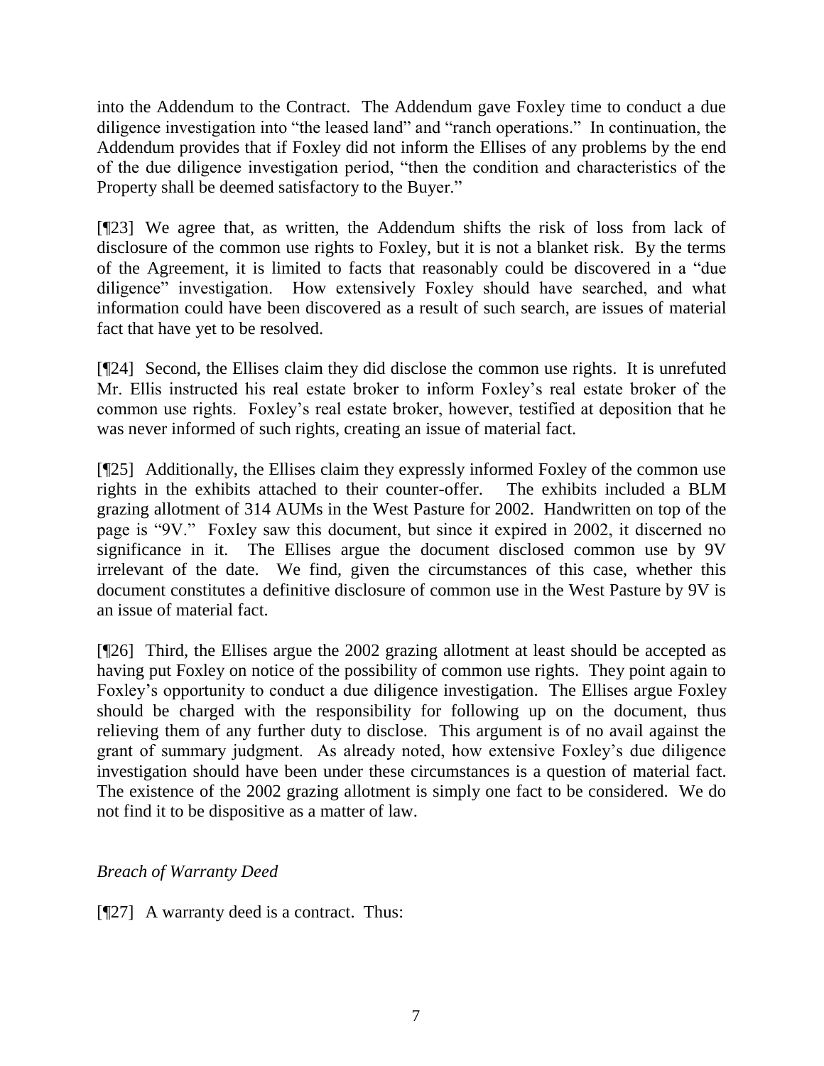into the Addendum to the Contract. The Addendum gave Foxley time to conduct a due diligence investigation into "the leased land" and "ranch operations." In continuation, the Addendum provides that if Foxley did not inform the Ellises of any problems by the end of the due diligence investigation period, "then the condition and characteristics of the Property shall be deemed satisfactory to the Buyer."

[¶23] We agree that, as written, the Addendum shifts the risk of loss from lack of disclosure of the common use rights to Foxley, but it is not a blanket risk. By the terms of the Agreement, it is limited to facts that reasonably could be discovered in a "due diligence" investigation. How extensively Foxley should have searched, and what information could have been discovered as a result of such search, are issues of material fact that have yet to be resolved.

[¶24] Second, the Ellises claim they did disclose the common use rights. It is unrefuted Mr. Ellis instructed his real estate broker to inform Foxley's real estate broker of the common use rights. Foxley's real estate broker, however, testified at deposition that he was never informed of such rights, creating an issue of material fact.

[¶25] Additionally, the Ellises claim they expressly informed Foxley of the common use rights in the exhibits attached to their counter-offer. The exhibits included a BLM grazing allotment of 314 AUMs in the West Pasture for 2002. Handwritten on top of the page is "9V." Foxley saw this document, but since it expired in 2002, it discerned no significance in it. The Ellises argue the document disclosed common use by 9V irrelevant of the date. We find, given the circumstances of this case, whether this document constitutes a definitive disclosure of common use in the West Pasture by 9V is an issue of material fact.

[¶26] Third, the Ellises argue the 2002 grazing allotment at least should be accepted as having put Foxley on notice of the possibility of common use rights. They point again to Foxley's opportunity to conduct a due diligence investigation. The Ellises argue Foxley should be charged with the responsibility for following up on the document, thus relieving them of any further duty to disclose. This argument is of no avail against the grant of summary judgment. As already noted, how extensive Foxley's due diligence investigation should have been under these circumstances is a question of material fact. The existence of the 2002 grazing allotment is simply one fact to be considered. We do not find it to be dispositive as a matter of law.

*Breach of Warranty Deed*

[¶27] A warranty deed is a contract. Thus: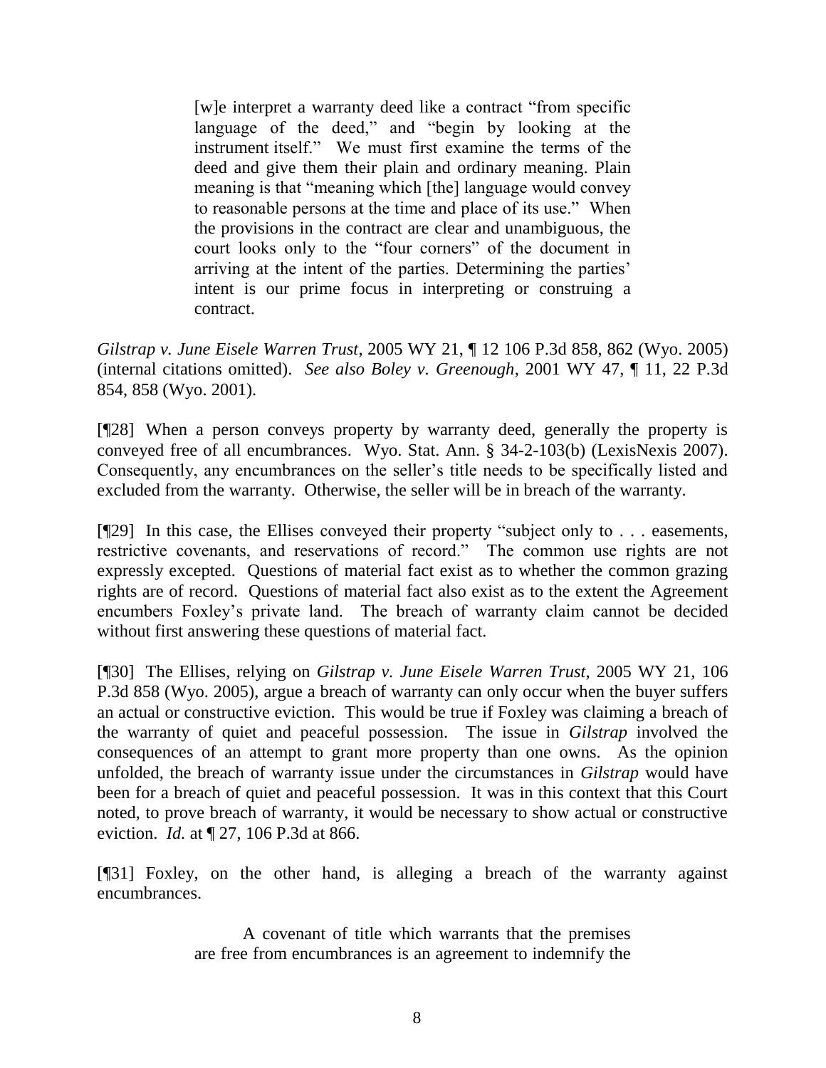> [w]e interpret a warranty deed like a contract "from specific language of the deed," and "begin by looking at the instrument itself." We must first examine the terms of the deed and give them their plain and ordinary meaning. Plain meaning is that "meaning which [the] language would convey to reasonable persons at the time and place of its use." When the provisions in the contract are clear and unambiguous, the court looks only to the "four corners" of the document in arriving at the intent of the parties. Determining the parties' intent is our prime focus in interpreting or construing a contract.

*Gilstrap v. June Eisele Warren Trust*, 2005 WY 21, ¶ 12 106 P.3d 858, 862 (Wyo. 2005) (internal citations omitted). *See also Boley v. Greenough*, 2001 WY 47, ¶ 11, 22 P.3d 854, 858 (Wyo. 2001).

[¶28] When a person conveys property by warranty deed, generally the property is conveyed free of all encumbrances. Wyo. Stat. Ann. § 34-2-103(b) (LexisNexis 2007). Consequently, any encumbrances on the seller's title needs to be specifically listed and excluded from the warranty. Otherwise, the seller will be in breach of the warranty.

[¶29] In this case, the Ellises conveyed their property "subject only to . . . easements, restrictive covenants, and reservations of record." The common use rights are not expressly excepted. Questions of material fact exist as to whether the common grazing rights are of record. Questions of material fact also exist as to the extent the Agreement encumbers Foxley's private land. The breach of warranty claim cannot be decided without first answering these questions of material fact.

[¶30] The Ellises, relying on *Gilstrap v. June Eisele Warren Trust*, 2005 WY 21, 106 P.3d 858 (Wyo. 2005), argue a breach of warranty can only occur when the buyer suffers an actual or constructive eviction. This would be true if Foxley was claiming a breach of the warranty of quiet and peaceful possession. The issue in *Gilstrap* involved the consequences of an attempt to grant more property than one owns. As the opinion unfolded, the breach of warranty issue under the circumstances in *Gilstrap* would have been for a breach of quiet and peaceful possession. It was in this context that this Court noted, to prove breach of warranty, it would be necessary to show actual or constructive eviction. *Id.* at ¶ 27, 106 P.3d at 866.

[¶31] Foxley, on the other hand, is alleging a breach of the warranty against encumbrances.

> A covenant of title which warrants that the premises are free from encumbrances is an agreement to indemnify the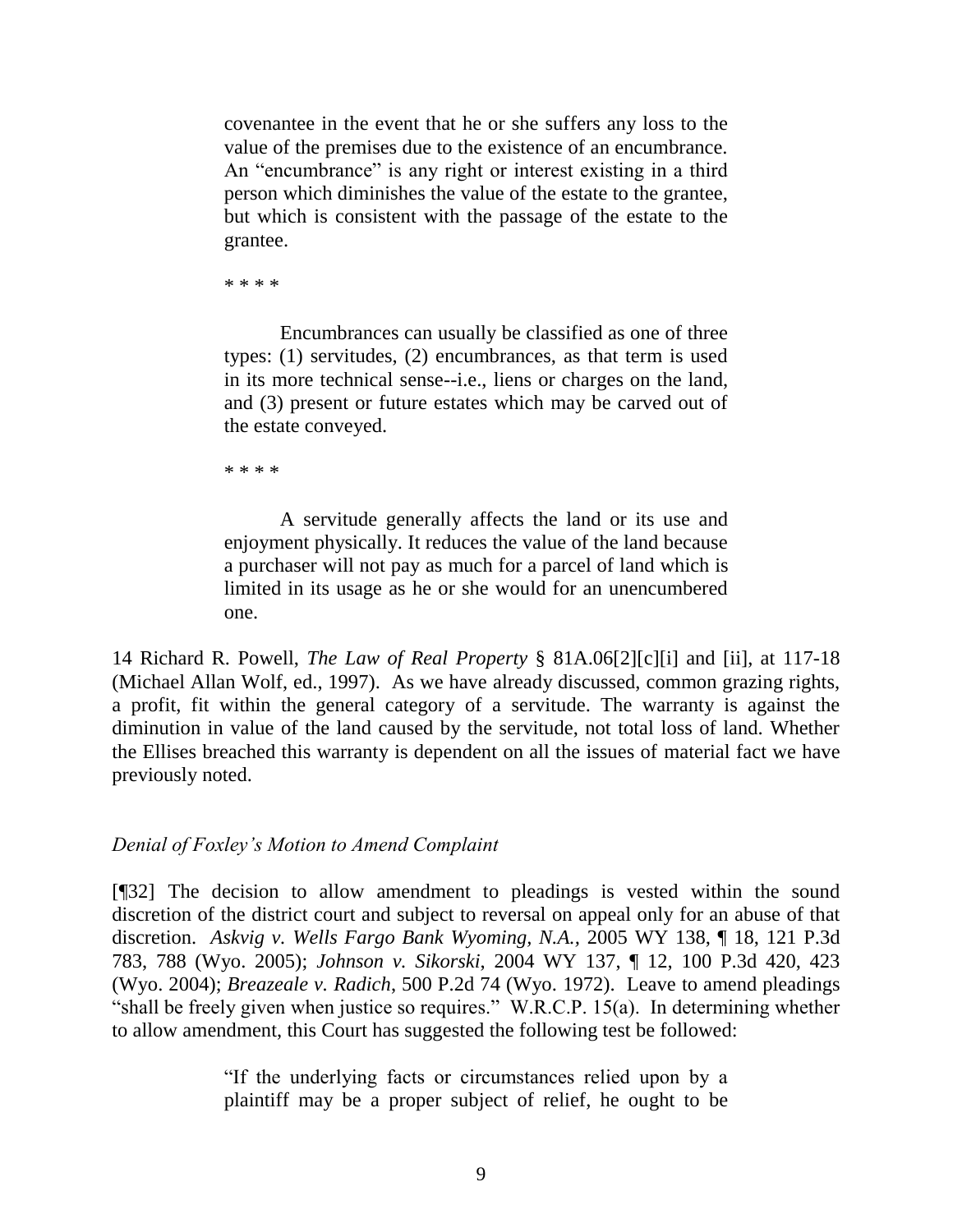> covenantee in the event that he or she suffers any loss to the value of the premises due to the existence of an encumbrance. An "encumbrance" is any right or interest existing in a third person which diminishes the value of the estate to the grantee, but which is consistent with the passage of the estate to the grantee.
>
> \* \* \* \*
>
> Encumbrances can usually be classified as one of three types: (1) servitudes, (2) encumbrances, as that term is used in its more technical sense--i.e., liens or charges on the land, and (3) present or future estates which may be carved out of the estate conveyed.
>
> \* \* \* \*
>
> A servitude generally affects the land or its use and enjoyment physically. It reduces the value of the land because a purchaser will not pay as much for a parcel of land which is limited in its usage as he or she would for an unencumbered one.

14 Richard R. Powell, *The Law of Real Property* § 81A.06[2][c][i] and [ii], at 117-18 (Michael Allan Wolf, ed., 1997). As we have already discussed, common grazing rights, a profit, fit within the general category of a servitude. The warranty is against the diminution in value of the land caused by the servitude, not total loss of land. Whether the Ellises breached this warranty is dependent on all the issues of material fact we have previously noted.

*Denial of Foxley's Motion to Amend Complaint*

[¶32] The decision to allow amendment to pleadings is vested within the sound discretion of the district court and subject to reversal on appeal only for an abuse of that discretion. *Askvig v. Wells Fargo Bank Wyoming, N.A.*, 2005 WY 138, ¶ 18, 121 P.3d 783, 788 (Wyo. 2005); *Johnson v. Sikorski*, 2004 WY 137, ¶ 12, 100 P.3d 420, 423 (Wyo. 2004); *Breazeale v. Radich*, 500 P.2d 74 (Wyo. 1972). Leave to amend pleadings "shall be freely given when justice so requires." W.R.C.P. 15(a). In determining whether to allow amendment, this Court has suggested the following test be followed:

> "If the underlying facts or circumstances relied upon by a plaintiff may be a proper subject of relief, he ought to be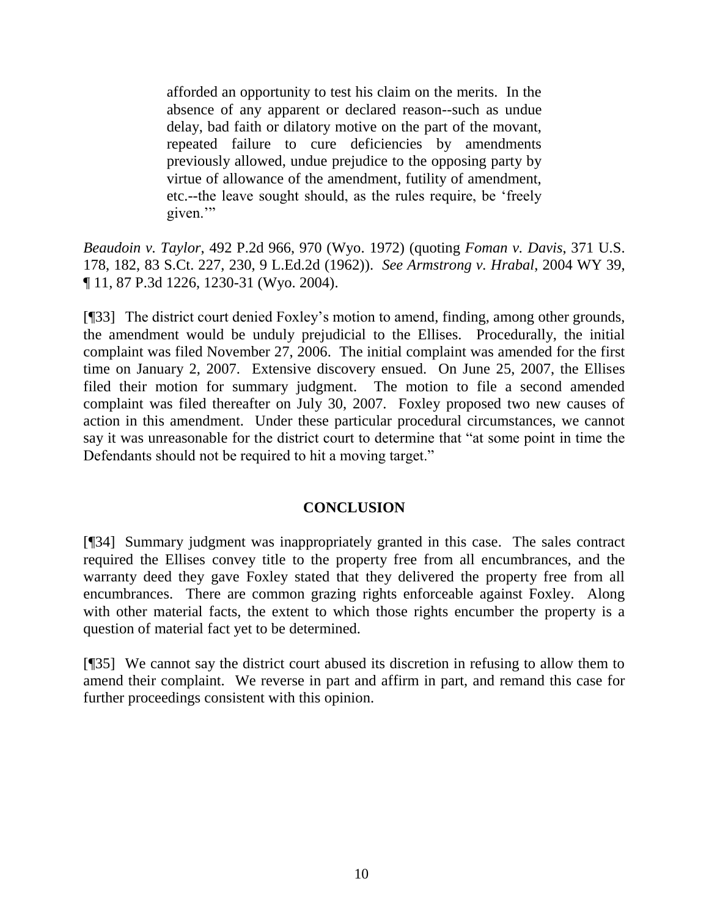> afforded an opportunity to test his claim on the merits. In the absence of any apparent or declared reason--such as undue delay, bad faith or dilatory motive on the part of the movant, repeated failure to cure deficiencies by amendments previously allowed, undue prejudice to the opposing party by virtue of allowance of the amendment, futility of amendment, etc.--the leave sought should, as the rules require, be 'freely given.'"

*Beaudoin v. Taylor*, 492 P.2d 966, 970 (Wyo. 1972) (quoting *Foman v. Davis*, 371 U.S. 178, 182, 83 S.Ct. 227, 230, 9 L.Ed.2d (1962)). *See Armstrong v. Hrabal*, 2004 WY 39, ¶ 11, 87 P.3d 1226, 1230-31 (Wyo. 2004).

[¶33] The district court denied Foxley's motion to amend, finding, among other grounds, the amendment would be unduly prejudicial to the Ellises. Procedurally, the initial complaint was filed November 27, 2006. The initial complaint was amended for the first time on January 2, 2007. Extensive discovery ensued. On June 25, 2007, the Ellises filed their motion for summary judgment. The motion to file a second amended complaint was filed thereafter on July 30, 2007. Foxley proposed two new causes of action in this amendment. Under these particular procedural circumstances, we cannot say it was unreasonable for the district court to determine that "at some point in time the Defendants should not be required to hit a moving target."

## CONCLUSION

[¶34] Summary judgment was inappropriately granted in this case. The sales contract required the Ellises convey title to the property free from all encumbrances, and the warranty deed they gave Foxley stated that they delivered the property free from all encumbrances. There are common grazing rights enforceable against Foxley. Along with other material facts, the extent to which those rights encumber the property is a question of material fact yet to be determined.

[¶35] We cannot say the district court abused its discretion in refusing to allow them to amend their complaint. We reverse in part and affirm in part, and remand this case for further proceedings consistent with this opinion.